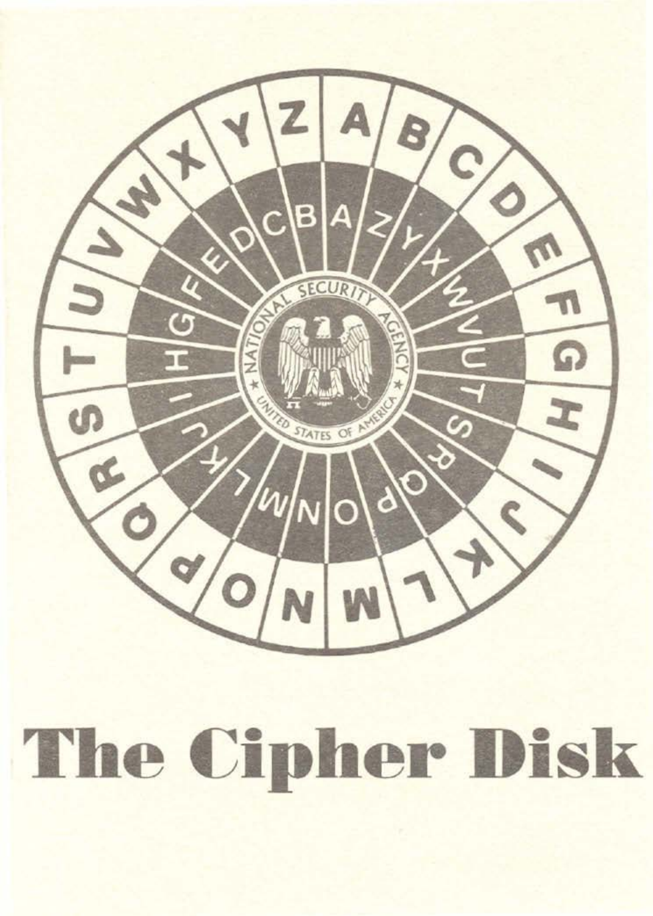# The Cipher Disk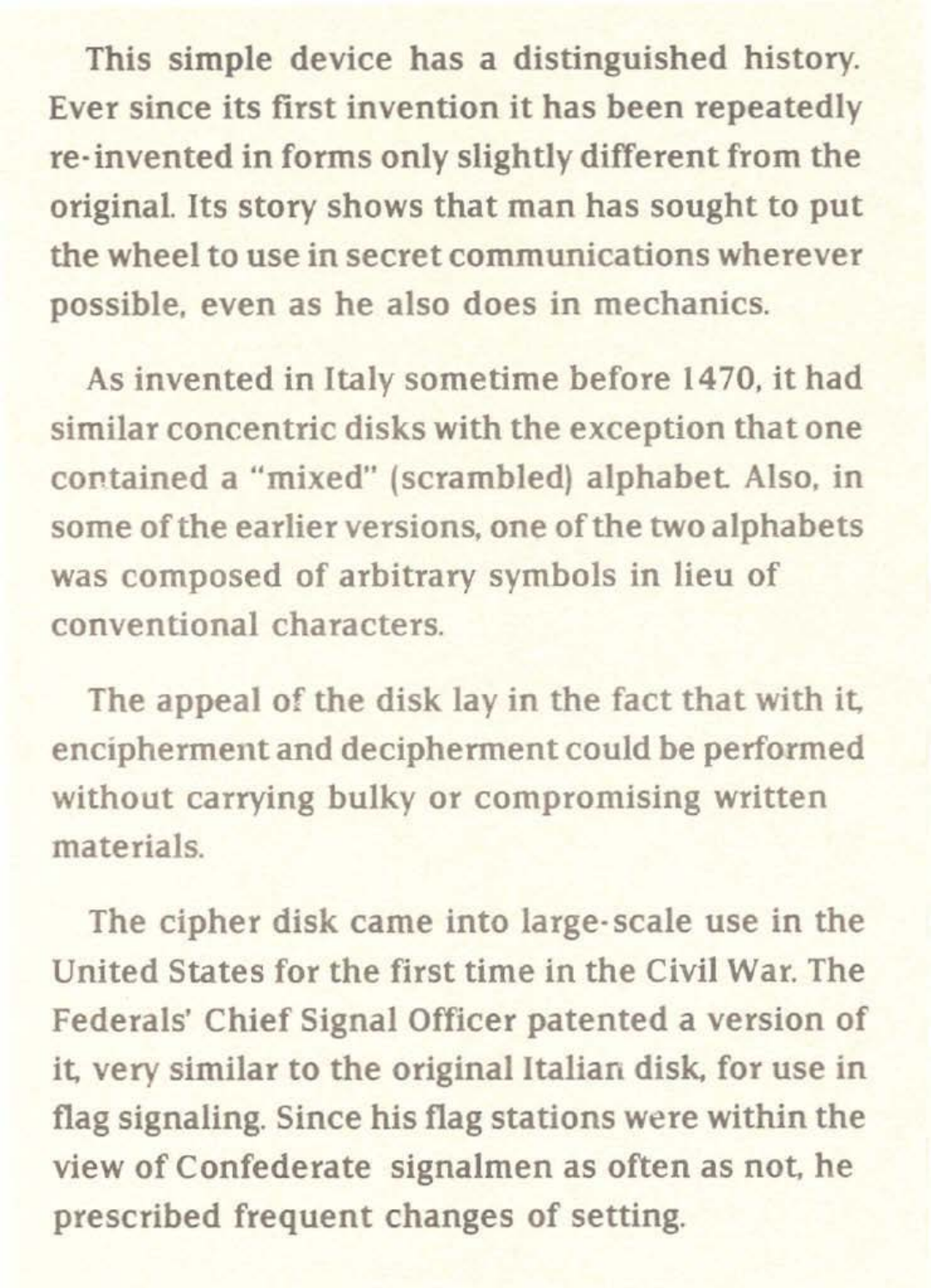This simple device has a distinguished history. Ever since its first invention it has been repeatedly re-invented in forms only slightly different from the original. Its story shows that man has sought to put the wheel to use in secret communications wherever possible, even as he also does in mechanics.

As invented in Italy sometime before 1470, it had similar concentric disks with the exception that one contained a "mixed" (scrambled) alphabet. Also, in some of the earlier versions, one of the two alphabets was composed of arbitrary symbols in lieu of conventional characters.

The appeal of the disk lay in the fact that with it, encipherment and decipherment could be performed without carrying bulky or compromising written materials.

The cipher disk came into large-scale use in the United States for the first time in the Civil War. The Federals' Chief Signal Officer patented a version of it, very similar to the original Italian disk, for use in flag signaling. Since his flag stations were within the view of Confederate signalmen as often as not, he prescribed frequent changes of setting.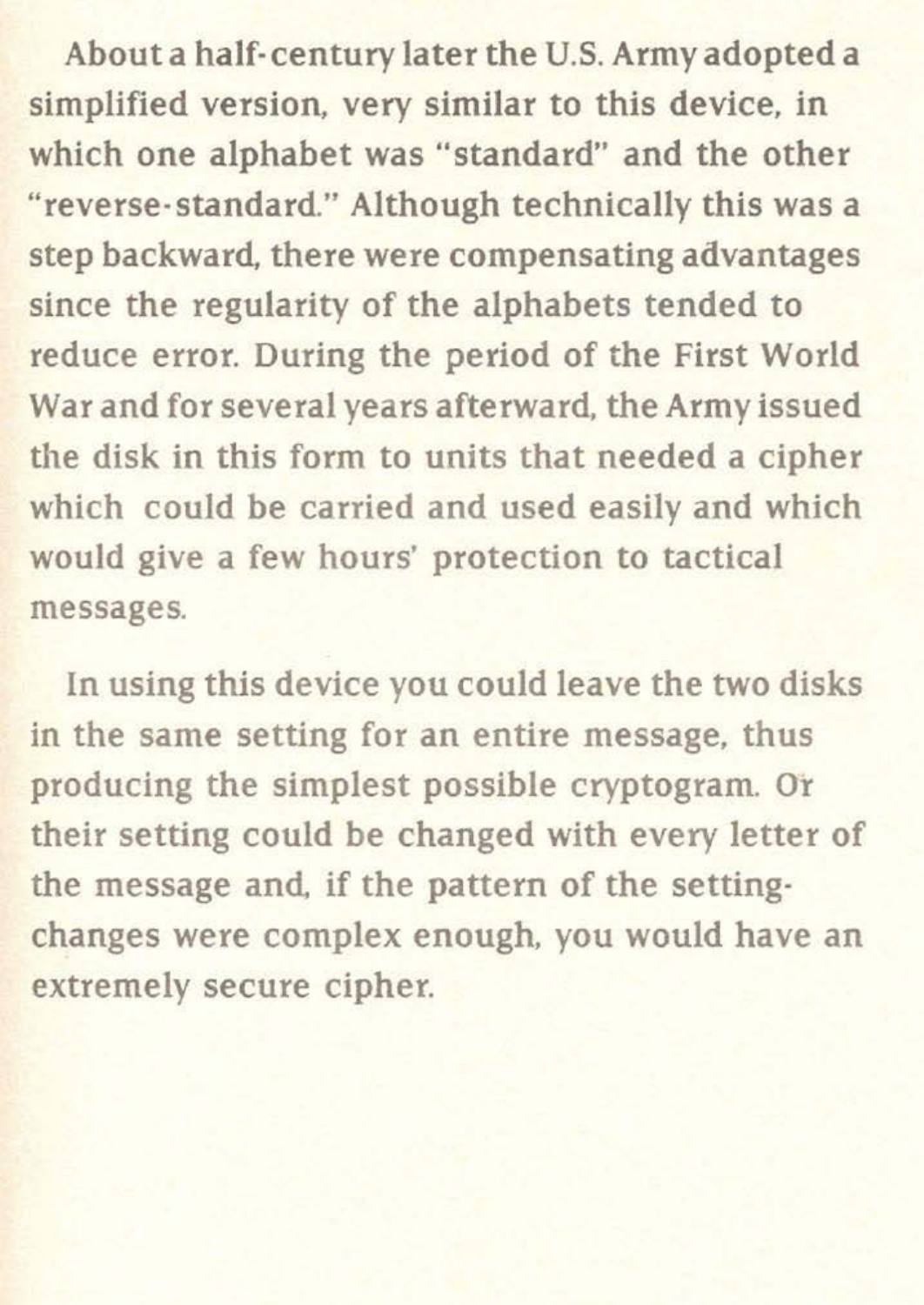About a half-century later the U.S. Army adopted a simplified version, very similar to this device, in which one alphabet was "standard" and the other "reverse-standard." Although technically this was a step backward, there were compensating advantages since the regularity of the alphabets tended to reduce error. During the period of the First World War and for several years afterward, the Army issued the disk in this form to units that needed a cipher which could be carried and used easily and which would give a few hours' protection to tactical messages.

In using this device you could leave the two disks in the same setting for an entire message, thus producing the simplest possible cryptogram. Or their setting could be changed with every letter of the message and, if the pattern of the setting-changes were complex enough, you would have an extremely secure cipher.